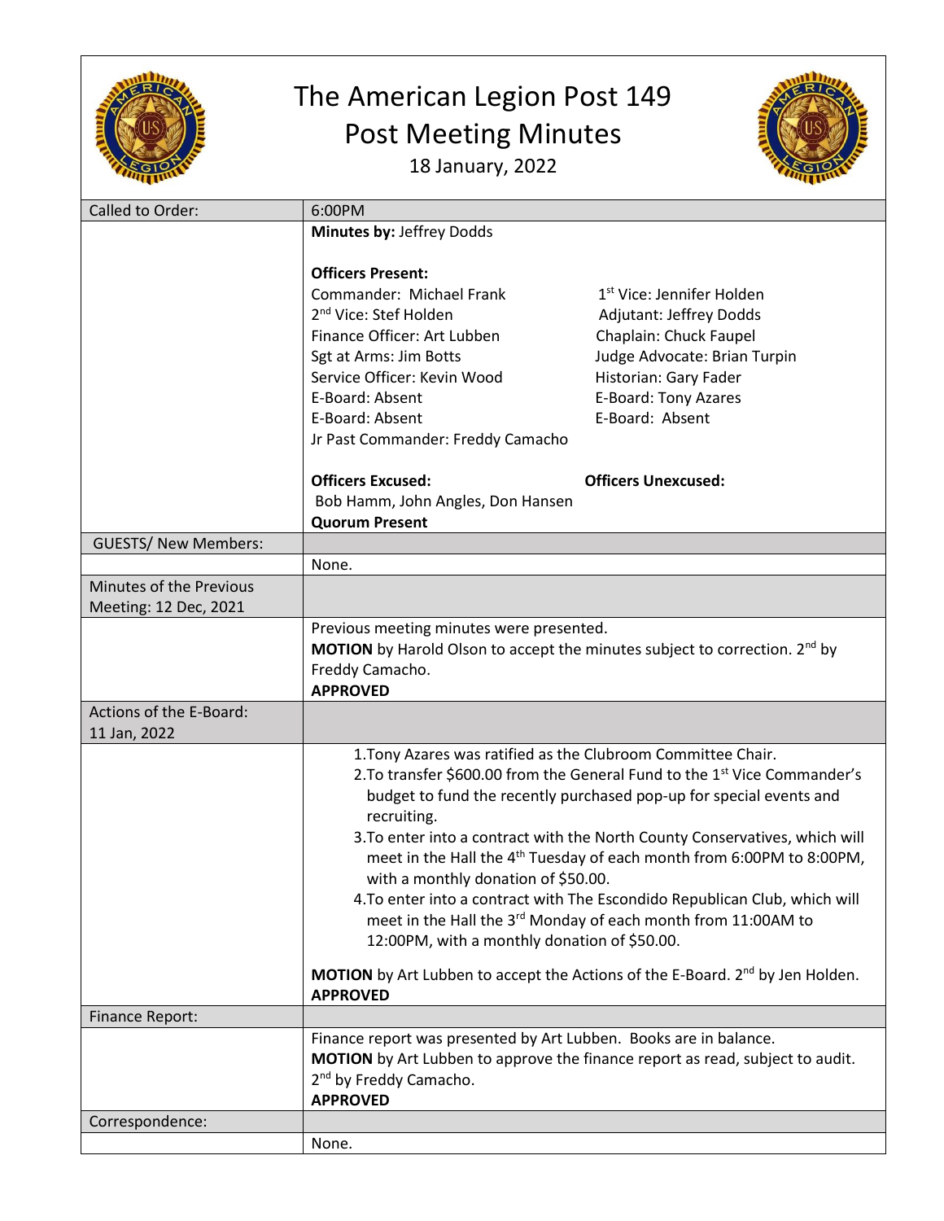# The American Legion Post 149
# Post Meeting Minutes

18 January, 2022

| Called to Order: | 6:00PM |
|---|---|
| | **Minutes by:** Jeffrey Dodds<br><br>**Officers Present:**<br>Commander: Michael Frank<br>1st Vice: Jennifer Holden<br>2nd Vice: Stef Holden<br>Adjutant: Jeffrey Dodds<br>Finance Officer: Art Lubben<br>Chaplain: Chuck Faupel<br>Sgt at Arms: Jim Botts<br>Judge Advocate: Brian Turpin<br>Service Officer: Kevin Wood<br>Historian: Gary Fader<br>E-Board: Absent<br>E-Board: Tony Azares<br>E-Board: Absent<br>E-Board: Absent<br>Jr Past Commander: Freddy Camacho<br><br>**Officers Excused:**<br>Bob Hamm, John Angles, Don Hansen<br>**Officers Unexcused:**<br>**Quorum Present** |
| GUESTS/ New Members: | |
| | None. |
| Minutes of the Previous Meeting: 12 Dec, 2021 | |
| | Previous meeting minutes were presented.<br>**MOTION** by Harold Olson to accept the minutes subject to correction. 2nd by Freddy Camacho.<br>**APPROVED** |
| Actions of the E-Board: 11 Jan, 2022 | |
| | 1. Tony Azares was ratified as the Clubroom Committee Chair.<br>2. To transfer $600.00 from the General Fund to the 1st Vice Commander's budget to fund the recently purchased pop-up for special events and recruiting.<br>3. To enter into a contract with the North County Conservatives, which will meet in the Hall the 4th Tuesday of each month from 6:00PM to 8:00PM, with a monthly donation of $50.00.<br>4. To enter into a contract with The Escondido Republican Club, which will meet in the Hall the 3rd Monday of each month from 11:00AM to 12:00PM, with a monthly donation of $50.00.<br><br>**MOTION** by Art Lubben to accept the Actions of the E-Board. 2nd by Jen Holden.<br>**APPROVED** |
| Finance Report: | |
| | Finance report was presented by Art Lubben. Books are in balance.<br>**MOTION** by Art Lubben to approve the finance report as read, subject to audit. 2nd by Freddy Camacho.<br>**APPROVED** |
| Correspondence: | |
| | None. |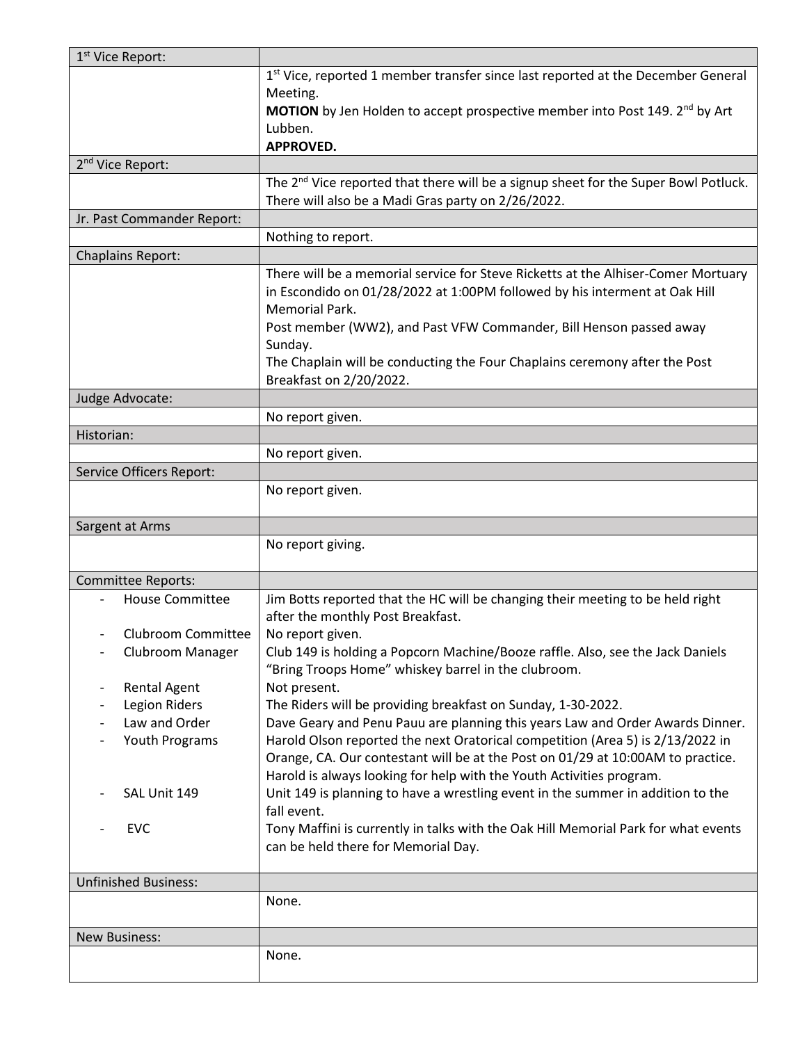| 1st Vice Report: | |
|---|---|
| | 1st Vice, reported 1 member transfer since last reported at the December General Meeting.<br>**MOTION** by Jen Holden to accept prospective member into Post 149. 2nd by Art Lubben.<br>**APPROVED.** |
| 2nd Vice Report: | |
| | The 2nd Vice reported that there will be a signup sheet for the Super Bowl Potluck. There will also be a Madi Gras party on 2/26/2022. |
| Jr. Past Commander Report: | |
| | Nothing to report. |
| Chaplains Report: | |
| | There will be a memorial service for Steve Ricketts at the Alhiser-Comer Mortuary in Escondido on 01/28/2022 at 1:00PM followed by his interment at Oak Hill Memorial Park.<br>Post member (WW2), and Past VFW Commander, Bill Henson passed away Sunday.<br>The Chaplain will be conducting the Four Chaplains ceremony after the Post Breakfast on 2/20/2022. |
| Judge Advocate: | |
| | No report given. |
| Historian: | |
| | No report given. |
| Service Officers Report: | |
| | No report given. |
| Sargent at Arms | |
| | No report giving. |
| Committee Reports: | |
| - House Committee | Jim Botts reported that the HC will be changing their meeting to be held right after the monthly Post Breakfast. |
| - Clubroom Committee | No report given. |
| - Clubroom Manager | Club 149 is holding a Popcorn Machine/Booze raffle. Also, see the Jack Daniels "Bring Troops Home" whiskey barrel in the clubroom. |
| - Rental Agent | Not present. |
| - Legion Riders | The Riders will be providing breakfast on Sunday, 1-30-2022. |
| - Law and Order | Dave Geary and Penu Pauu are planning this years Law and Order Awards Dinner. |
| - Youth Programs | Harold Olson reported the next Oratorical competition (Area 5) is 2/13/2022 in Orange, CA. Our contestant will be at the Post on 01/29 at 10:00AM to practice. Harold is always looking for help with the Youth Activities program. |
| - SAL Unit 149 | Unit 149 is planning to have a wrestling event in the summer in addition to the fall event. |
| - EVC | Tony Maffini is currently in talks with the Oak Hill Memorial Park for what events can be held there for Memorial Day. |
| Unfinished Business: | |
| | None. |
| New Business: | |
| | None. |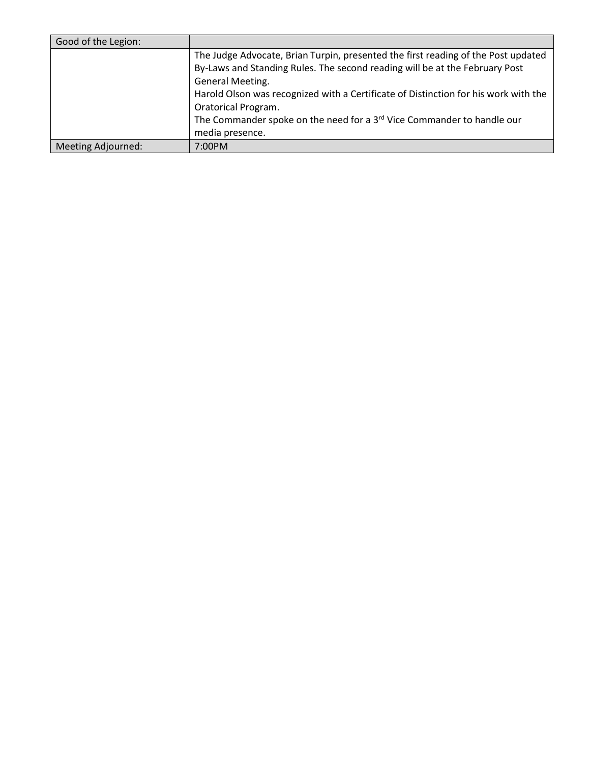| | |
|---|---|
| Good of the Legion: | |
| | The Judge Advocate, Brian Turpin, presented the first reading of the Post updated By-Laws and Standing Rules. The second reading will be at the February Post General Meeting.<br>Harold Olson was recognized with a Certificate of Distinction for his work with the Oratorical Program.<br>The Commander spoke on the need for a 3rd Vice Commander to handle our media presence. |
| Meeting Adjourned: | 7:00PM |